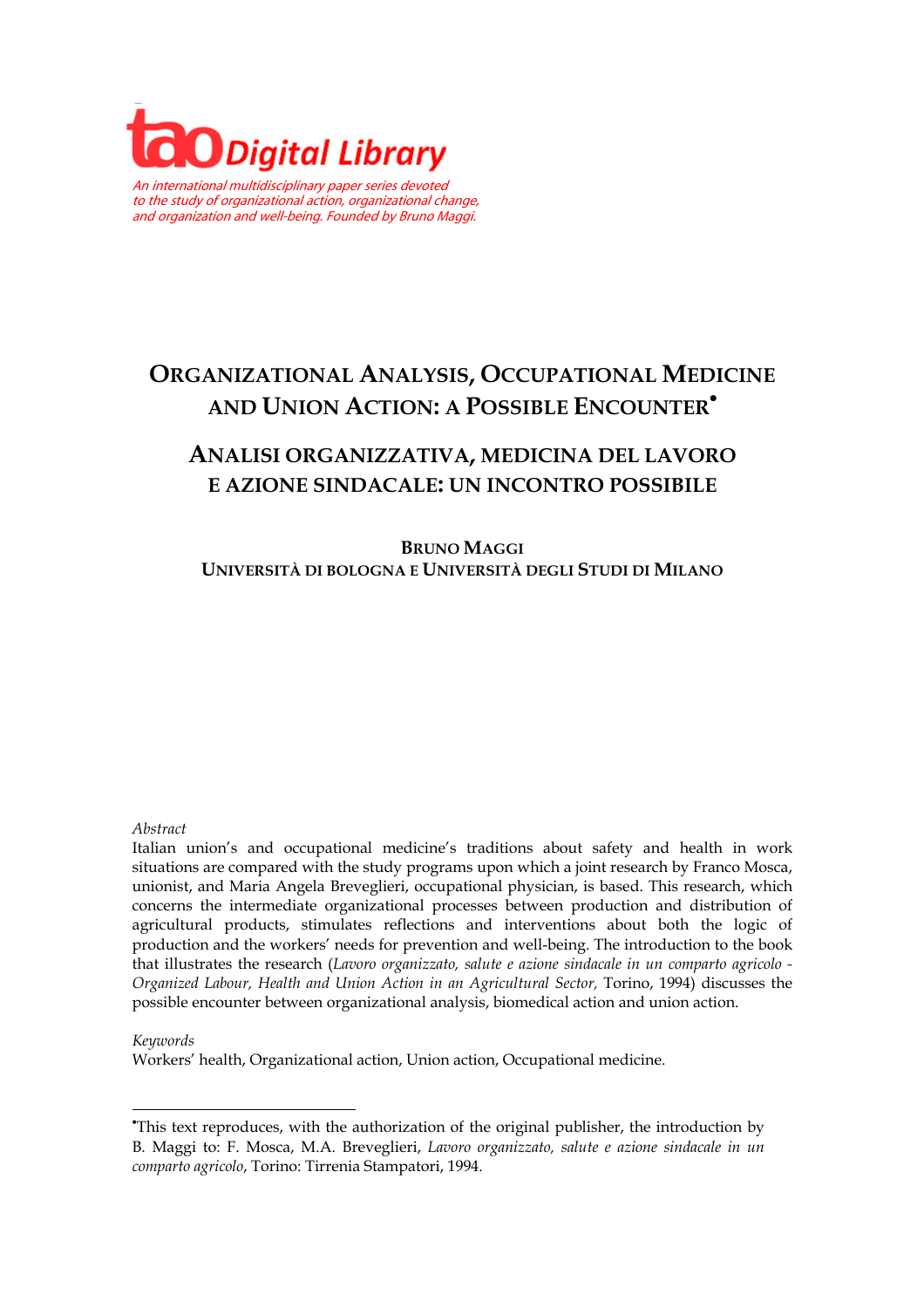**tao Digital Library**

*An international multidisciplinary paper series devoted to the study of organizational action, organizational change, and organization and well-being. Founded by Bruno Maggi.*

# ORGANIZATIONAL ANALYSIS, OCCUPATIONAL MEDICINE AND UNION ACTION: A POSSIBLE ENCOUNTER[•]

# ANALISI ORGANIZZATIVA, MEDICINA DEL LAVORO E AZIONE SINDACALE: UN INCONTRO POSSIBILE

**BRUNO MAGGI**
**UNIVERSITÀ DI BOLOGNA E UNIVERSITÀ DEGLI STUDI DI MILANO**

*Abstract*

Italian union's and occupational medicine's traditions about safety and health in work situations are compared with the study programs upon which a joint research by Franco Mosca, unionist, and Maria Angela Breveglieri, occupational physician, is based. This research, which concerns the intermediate organizational processes between production and distribution of agricultural products, stimulates reflections and interventions about both the logic of production and the workers' needs for prevention and well-being. The introduction to the book that illustrates the research (*Lavoro organizzato, salute e azione sindacale in un comparto agricolo - Organized Labour, Health and Union Action in an Agricultural Sector,* Torino, 1994) discusses the possible encounter between organizational analysis, biomedical action and union action.

*Keywords*

Workers' health, Organizational action, Union action, Occupational medicine.

---

[•]This text reproduces, with the authorization of the original publisher, the introduction by B. Maggi to: F. Mosca, M.A. Breveglieri, *Lavoro organizzato, salute e azione sindacale in un comparto agricolo*, Torino: Tirrenia Stampatori, 1994.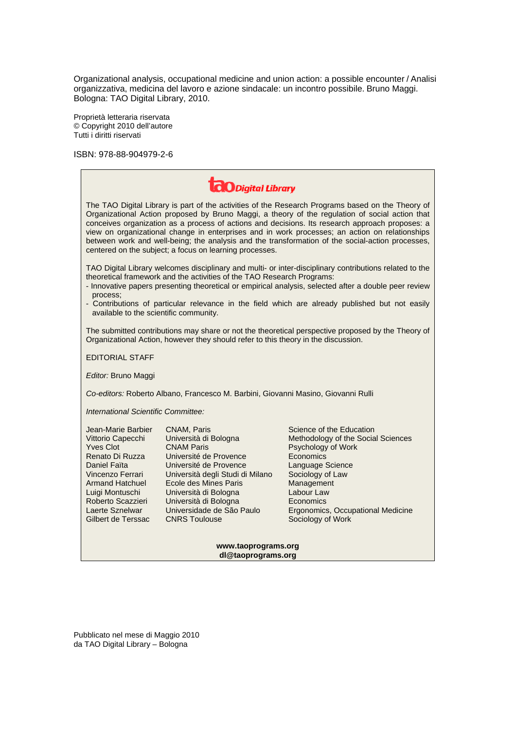Organizational analysis, occupational medicine and union action: a possible encounter / Analisi organizzativa, medicina del lavoro e azione sindacale: un incontro possibile. Bruno Maggi. Bologna: TAO Digital Library, 2010.

Proprietà letteraria riservata
© Copyright 2010 dell'autore
Tutti i diritti riservati

ISBN: 978-88-904979-2-6

**tao Digital Library**

The TAO Digital Library is part of the activities of the Research Programs based on the Theory of Organizational Action proposed by Bruno Maggi, a theory of the regulation of social action that conceives organization as a process of actions and decisions. Its research approach proposes: a view on organizational change in enterprises and in work processes; an action on relationships between work and well-being; the analysis and the transformation of the social-action processes, centered on the subject; a focus on learning processes.

TAO Digital Library welcomes disciplinary and multi- or inter-disciplinary contributions related to the theoretical framework and the activities of the TAO Research Programs:

- Innovative papers presenting theoretical or empirical analysis, selected after a double peer review process;
- Contributions of particular relevance in the field which are already published but not easily available to the scientific community.

The submitted contributions may share or not the theoretical perspective proposed by the Theory of Organizational Action, however they should refer to this theory in the discussion.

EDITORIAL STAFF

*Editor:* Bruno Maggi

*Co-editors:* Roberto Albano, Francesco M. Barbini, Giovanni Masino, Giovanni Rulli

*International Scientific Committee:*

| | | |
|---|---|---|
| Jean-Marie Barbier | CNAM, Paris | Science of the Education |
| Vittorio Capecchi | Università di Bologna | Methodology of the Social Sciences |
| Yves Clot | CNAM Paris | Psychology of Work |
| Renato Di Ruzza | Université de Provence | Economics |
| Daniel Faïta | Université de Provence | Language Science |
| Vincenzo Ferrari | Università degli Studi di Milano | Sociology of Law |
| Armand Hatchuel | Ecole des Mines Paris | Management |
| Luigi Montuschi | Università di Bologna | Labour Law |
| Roberto Scazzieri | Università di Bologna | Economics |
| Laerte Sznelwar | Universidade de São Paulo | Ergonomics, Occupational Medicine |
| Gilbert de Terssac | CNRS Toulouse | Sociology of Work |

**www.taoprograms.org**
**dl@taoprograms.org**

Pubblicato nel mese di Maggio 2010
da TAO Digital Library – Bologna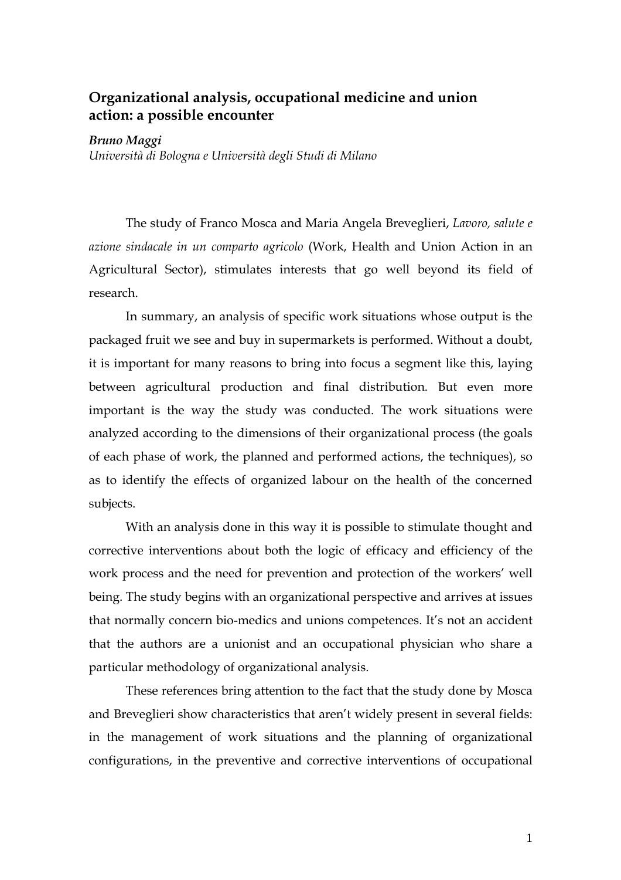## Organizational analysis, occupational medicine and union action: a possible encounter

***Bruno Maggi***
*Università di Bologna e Università degli Studi di Milano*

The study of Franco Mosca and Maria Angela Breveglieri, *Lavoro, salute e azione sindacale in un comparto agricolo* (Work, Health and Union Action in an Agricultural Sector), stimulates interests that go well beyond its field of research.

In summary, an analysis of specific work situations whose output is the packaged fruit we see and buy in supermarkets is performed. Without a doubt, it is important for many reasons to bring into focus a segment like this, laying between agricultural production and final distribution. But even more important is the way the study was conducted. The work situations were analyzed according to the dimensions of their organizational process (the goals of each phase of work, the planned and performed actions, the techniques), so as to identify the effects of organized labour on the health of the concerned subjects.

With an analysis done in this way it is possible to stimulate thought and corrective interventions about both the logic of efficacy and efficiency of the work process and the need for prevention and protection of the workers' well being. The study begins with an organizational perspective and arrives at issues that normally concern bio-medics and unions competences. It's not an accident that the authors are a unionist and an occupational physician who share a particular methodology of organizational analysis.

These references bring attention to the fact that the study done by Mosca and Breveglieri show characteristics that aren't widely present in several fields: in the management of work situations and the planning of organizational configurations, in the preventive and corrective interventions of occupational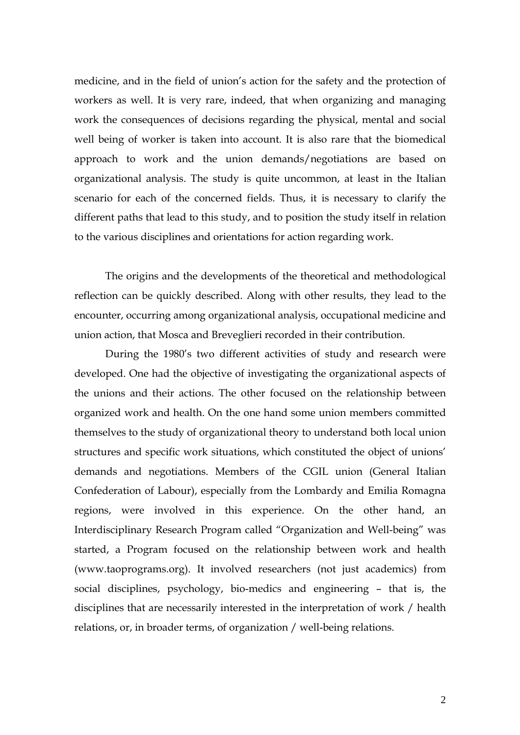medicine, and in the field of union's action for the safety and the protection of workers as well. It is very rare, indeed, that when organizing and managing work the consequences of decisions regarding the physical, mental and social well being of worker is taken into account. It is also rare that the biomedical approach to work and the union demands/negotiations are based on organizational analysis. The study is quite uncommon, at least in the Italian scenario for each of the concerned fields. Thus, it is necessary to clarify the different paths that lead to this study, and to position the study itself in relation to the various disciplines and orientations for action regarding work.

The origins and the developments of the theoretical and methodological reflection can be quickly described. Along with other results, they lead to the encounter, occurring among organizational analysis, occupational medicine and union action, that Mosca and Breveglieri recorded in their contribution.

During the 1980's two different activities of study and research were developed. One had the objective of investigating the organizational aspects of the unions and their actions. The other focused on the relationship between organized work and health. On the one hand some union members committed themselves to the study of organizational theory to understand both local union structures and specific work situations, which constituted the object of unions' demands and negotiations. Members of the CGIL union (General Italian Confederation of Labour), especially from the Lombardy and Emilia Romagna regions, were involved in this experience. On the other hand, an Interdisciplinary Research Program called "Organization and Well-being" was started, a Program focused on the relationship between work and health (www.taoprograms.org). It involved researchers (not just academics) from social disciplines, psychology, bio-medics and engineering – that is, the disciplines that are necessarily interested in the interpretation of work / health relations, or, in broader terms, of organization / well-being relations.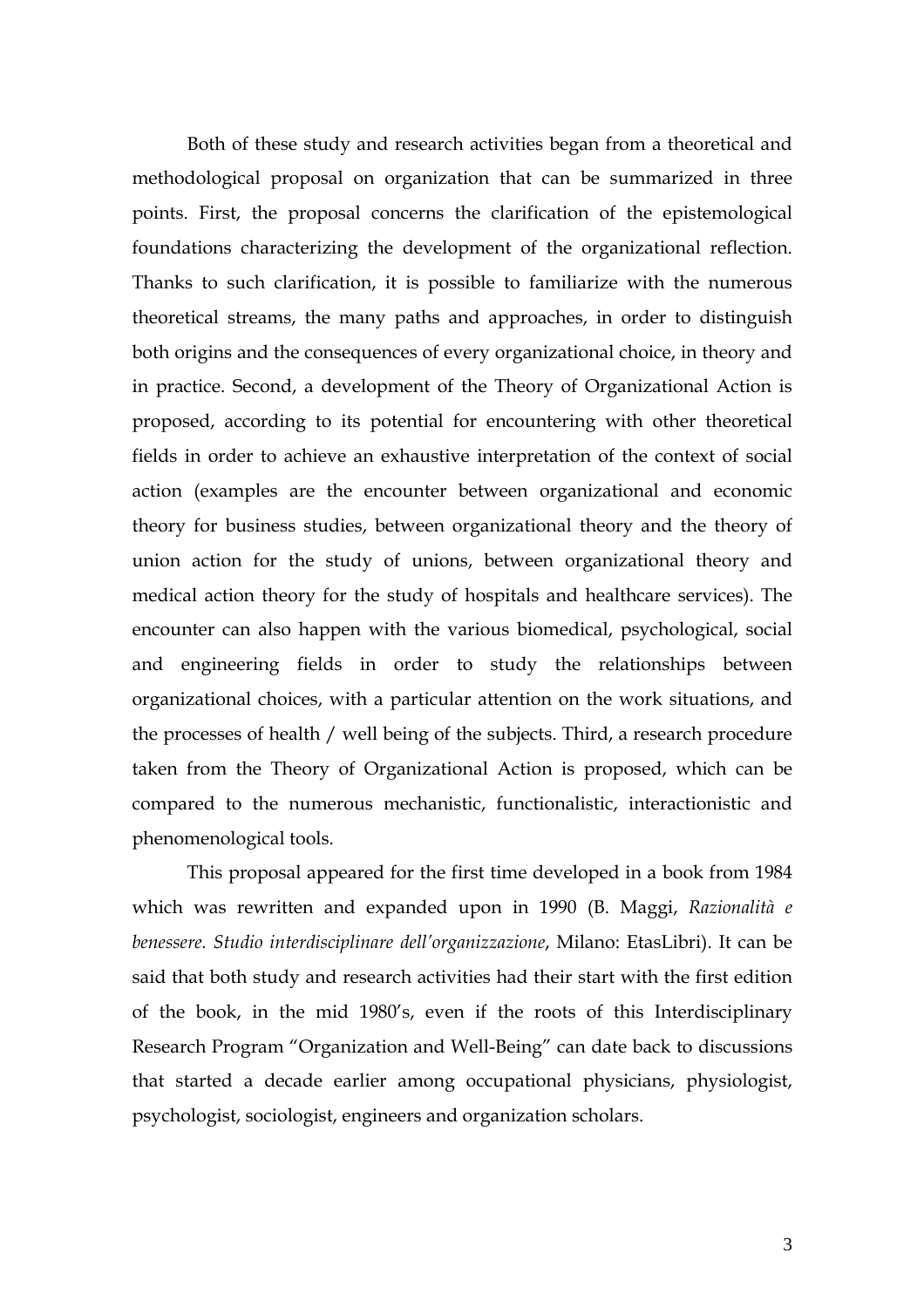Both of these study and research activities began from a theoretical and methodological proposal on organization that can be summarized in three points. First, the proposal concerns the clarification of the epistemological foundations characterizing the development of the organizational reflection. Thanks to such clarification, it is possible to familiarize with the numerous theoretical streams, the many paths and approaches, in order to distinguish both origins and the consequences of every organizational choice, in theory and in practice. Second, a development of the Theory of Organizational Action is proposed, according to its potential for encountering with other theoretical fields in order to achieve an exhaustive interpretation of the context of social action (examples are the encounter between organizational and economic theory for business studies, between organizational theory and the theory of union action for the study of unions, between organizational theory and medical action theory for the study of hospitals and healthcare services). The encounter can also happen with the various biomedical, psychological, social and engineering fields in order to study the relationships between organizational choices, with a particular attention on the work situations, and the processes of health / well being of the subjects. Third, a research procedure taken from the Theory of Organizational Action is proposed, which can be compared to the numerous mechanistic, functionalistic, interactionistic and phenomenological tools.

This proposal appeared for the first time developed in a book from 1984 which was rewritten and expanded upon in 1990 (B. Maggi, *Razionalità e benessere. Studio interdisciplinare dell'organizzazione*, Milano: EtasLibri). It can be said that both study and research activities had their start with the first edition of the book, in the mid 1980's, even if the roots of this Interdisciplinary Research Program "Organization and Well-Being" can date back to discussions that started a decade earlier among occupational physicians, physiologist, psychologist, sociologist, engineers and organization scholars.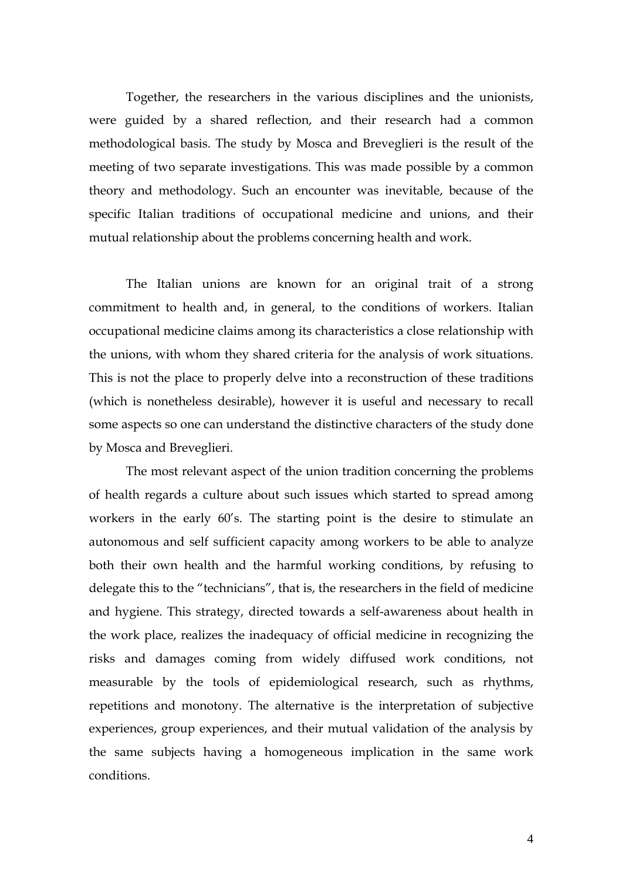Together, the researchers in the various disciplines and the unionists, were guided by a shared reflection, and their research had a common methodological basis. The study by Mosca and Breveglieri is the result of the meeting of two separate investigations. This was made possible by a common theory and methodology. Such an encounter was inevitable, because of the specific Italian traditions of occupational medicine and unions, and their mutual relationship about the problems concerning health and work.

The Italian unions are known for an original trait of a strong commitment to health and, in general, to the conditions of workers. Italian occupational medicine claims among its characteristics a close relationship with the unions, with whom they shared criteria for the analysis of work situations. This is not the place to properly delve into a reconstruction of these traditions (which is nonetheless desirable), however it is useful and necessary to recall some aspects so one can understand the distinctive characters of the study done by Mosca and Breveglieri.

The most relevant aspect of the union tradition concerning the problems of health regards a culture about such issues which started to spread among workers in the early 60's. The starting point is the desire to stimulate an autonomous and self sufficient capacity among workers to be able to analyze both their own health and the harmful working conditions, by refusing to delegate this to the "technicians", that is, the researchers in the field of medicine and hygiene. This strategy, directed towards a self-awareness about health in the work place, realizes the inadequacy of official medicine in recognizing the risks and damages coming from widely diffused work conditions, not measurable by the tools of epidemiological research, such as rhythms, repetitions and monotony. The alternative is the interpretation of subjective experiences, group experiences, and their mutual validation of the analysis by the same subjects having a homogeneous implication in the same work conditions.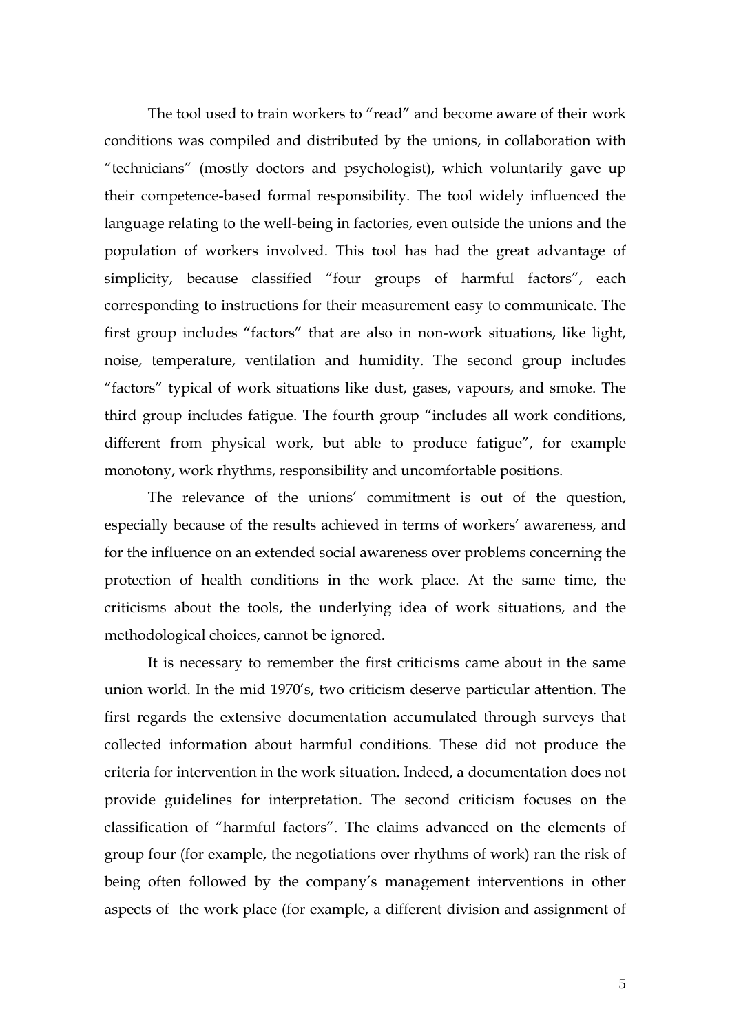The tool used to train workers to "read" and become aware of their work conditions was compiled and distributed by the unions, in collaboration with "technicians" (mostly doctors and psychologist), which voluntarily gave up their competence-based formal responsibility. The tool widely influenced the language relating to the well-being in factories, even outside the unions and the population of workers involved. This tool has had the great advantage of simplicity, because classified "four groups of harmful factors", each corresponding to instructions for their measurement easy to communicate. The first group includes "factors" that are also in non-work situations, like light, noise, temperature, ventilation and humidity. The second group includes "factors" typical of work situations like dust, gases, vapours, and smoke. The third group includes fatigue. The fourth group "includes all work conditions, different from physical work, but able to produce fatigue", for example monotony, work rhythms, responsibility and uncomfortable positions.

The relevance of the unions' commitment is out of the question, especially because of the results achieved in terms of workers' awareness, and for the influence on an extended social awareness over problems concerning the protection of health conditions in the work place. At the same time, the criticisms about the tools, the underlying idea of work situations, and the methodological choices, cannot be ignored.

It is necessary to remember the first criticisms came about in the same union world. In the mid 1970's, two criticism deserve particular attention. The first regards the extensive documentation accumulated through surveys that collected information about harmful conditions. These did not produce the criteria for intervention in the work situation. Indeed, a documentation does not provide guidelines for interpretation. The second criticism focuses on the classification of "harmful factors". The claims advanced on the elements of group four (for example, the negotiations over rhythms of work) ran the risk of being often followed by the company's management interventions in other aspects of the work place (for example, a different division and assignment of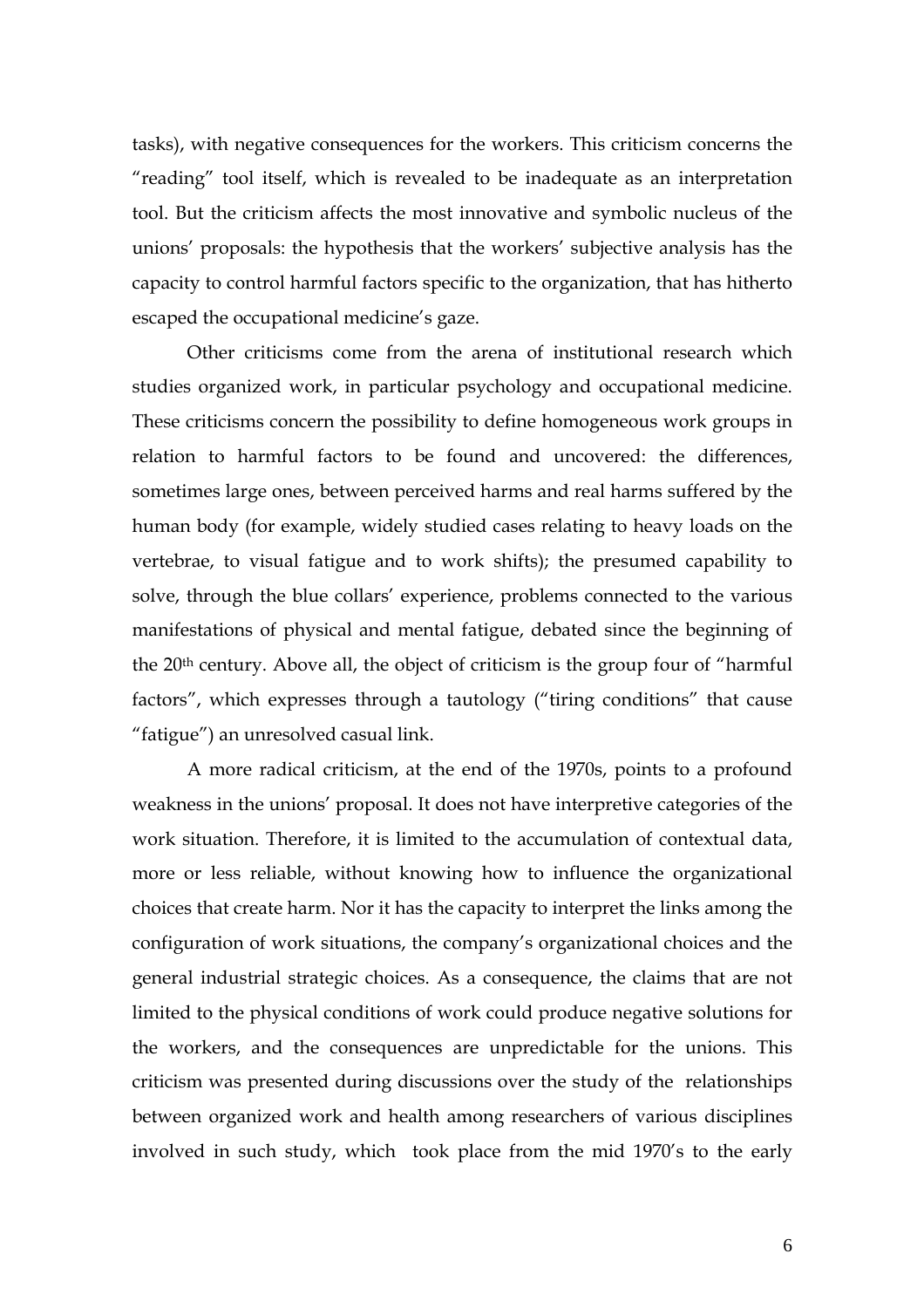tasks), with negative consequences for the workers. This criticism concerns the "reading" tool itself, which is revealed to be inadequate as an interpretation tool. But the criticism affects the most innovative and symbolic nucleus of the unions' proposals: the hypothesis that the workers' subjective analysis has the capacity to control harmful factors specific to the organization, that has hitherto escaped the occupational medicine's gaze.

Other criticisms come from the arena of institutional research which studies organized work, in particular psychology and occupational medicine. These criticisms concern the possibility to define homogeneous work groups in relation to harmful factors to be found and uncovered: the differences, sometimes large ones, between perceived harms and real harms suffered by the human body (for example, widely studied cases relating to heavy loads on the vertebrae, to visual fatigue and to work shifts); the presumed capability to solve, through the blue collars' experience, problems connected to the various manifestations of physical and mental fatigue, debated since the beginning of the 20th century. Above all, the object of criticism is the group four of "harmful factors", which expresses through a tautology ("tiring conditions" that cause "fatigue") an unresolved casual link.

A more radical criticism, at the end of the 1970s, points to a profound weakness in the unions' proposal. It does not have interpretive categories of the work situation. Therefore, it is limited to the accumulation of contextual data, more or less reliable, without knowing how to influence the organizational choices that create harm. Nor it has the capacity to interpret the links among the configuration of work situations, the company's organizational choices and the general industrial strategic choices. As a consequence, the claims that are not limited to the physical conditions of work could produce negative solutions for the workers, and the consequences are unpredictable for the unions. This criticism was presented during discussions over the study of the relationships between organized work and health among researchers of various disciplines involved in such study, which took place from the mid 1970's to the early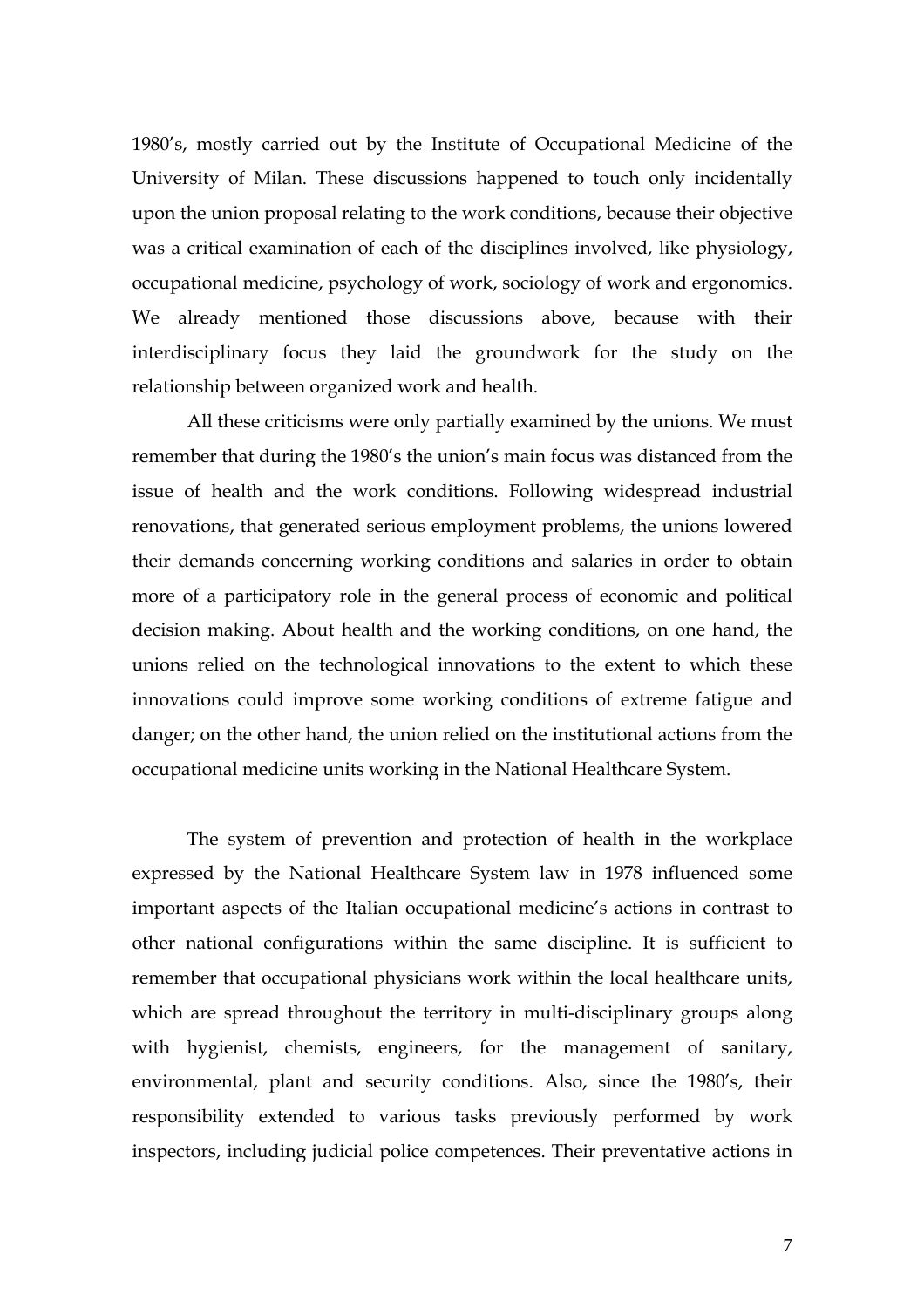1980's, mostly carried out by the Institute of Occupational Medicine of the University of Milan. These discussions happened to touch only incidentally upon the union proposal relating to the work conditions, because their objective was a critical examination of each of the disciplines involved, like physiology, occupational medicine, psychology of work, sociology of work and ergonomics. We already mentioned those discussions above, because with their interdisciplinary focus they laid the groundwork for the study on the relationship between organized work and health.

All these criticisms were only partially examined by the unions. We must remember that during the 1980's the union's main focus was distanced from the issue of health and the work conditions. Following widespread industrial renovations, that generated serious employment problems, the unions lowered their demands concerning working conditions and salaries in order to obtain more of a participatory role in the general process of economic and political decision making. About health and the working conditions, on one hand, the unions relied on the technological innovations to the extent to which these innovations could improve some working conditions of extreme fatigue and danger; on the other hand, the union relied on the institutional actions from the occupational medicine units working in the National Healthcare System.

The system of prevention and protection of health in the workplace expressed by the National Healthcare System law in 1978 influenced some important aspects of the Italian occupational medicine's actions in contrast to other national configurations within the same discipline. It is sufficient to remember that occupational physicians work within the local healthcare units, which are spread throughout the territory in multi-disciplinary groups along with hygienist, chemists, engineers, for the management of sanitary, environmental, plant and security conditions. Also, since the 1980's, their responsibility extended to various tasks previously performed by work inspectors, including judicial police competences. Their preventative actions in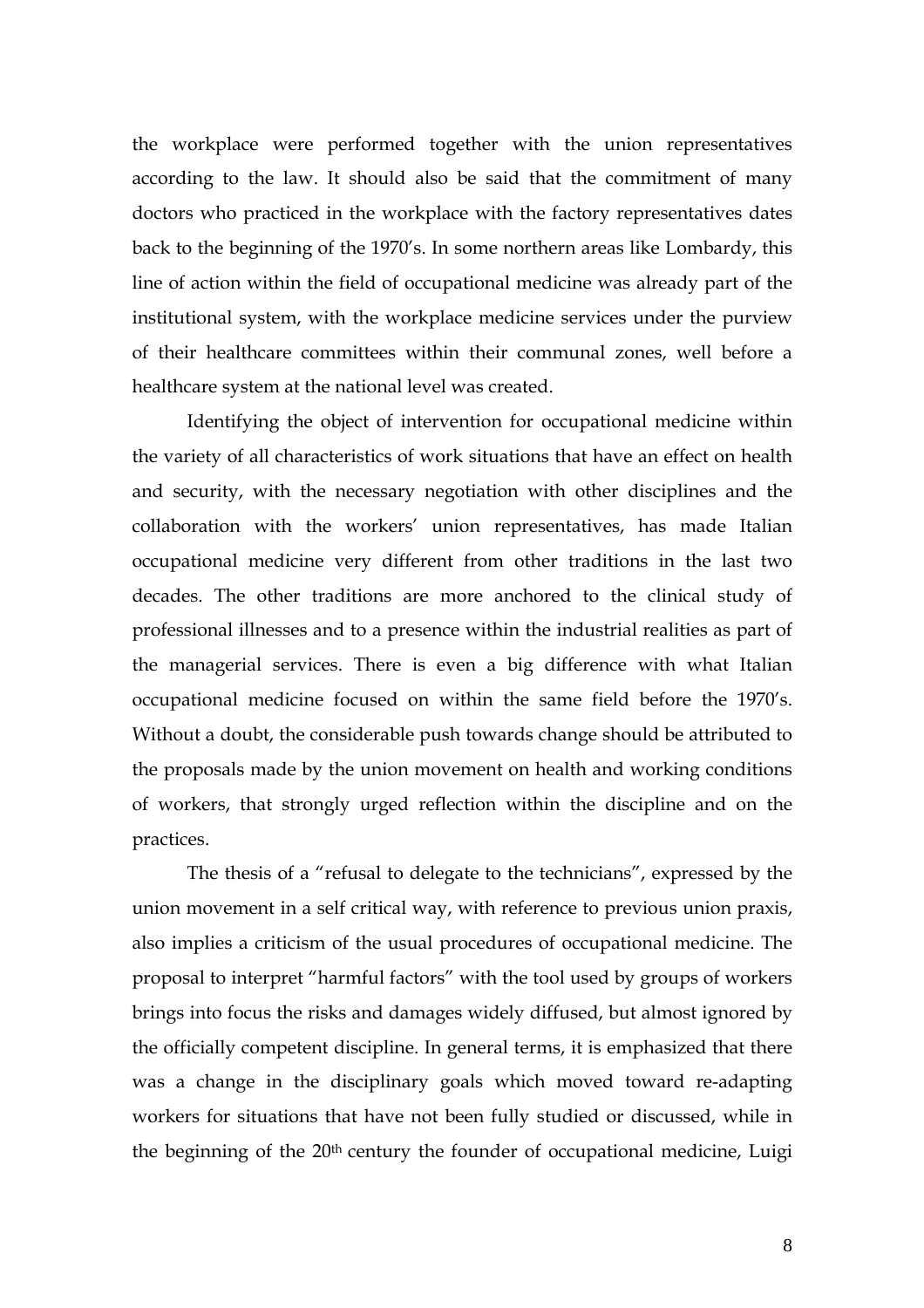the workplace were performed together with the union representatives according to the law. It should also be said that the commitment of many doctors who practiced in the workplace with the factory representatives dates back to the beginning of the 1970's. In some northern areas like Lombardy, this line of action within the field of occupational medicine was already part of the institutional system, with the workplace medicine services under the purview of their healthcare committees within their communal zones, well before a healthcare system at the national level was created.

Identifying the object of intervention for occupational medicine within the variety of all characteristics of work situations that have an effect on health and security, with the necessary negotiation with other disciplines and the collaboration with the workers' union representatives, has made Italian occupational medicine very different from other traditions in the last two decades. The other traditions are more anchored to the clinical study of professional illnesses and to a presence within the industrial realities as part of the managerial services. There is even a big difference with what Italian occupational medicine focused on within the same field before the 1970's. Without a doubt, the considerable push towards change should be attributed to the proposals made by the union movement on health and working conditions of workers, that strongly urged reflection within the discipline and on the practices.

The thesis of a "refusal to delegate to the technicians", expressed by the union movement in a self critical way, with reference to previous union praxis, also implies a criticism of the usual procedures of occupational medicine. The proposal to interpret "harmful factors" with the tool used by groups of workers brings into focus the risks and damages widely diffused, but almost ignored by the officially competent discipline. In general terms, it is emphasized that there was a change in the disciplinary goals which moved toward re-adapting workers for situations that have not been fully studied or discussed, while in the beginning of the 20th century the founder of occupational medicine, Luigi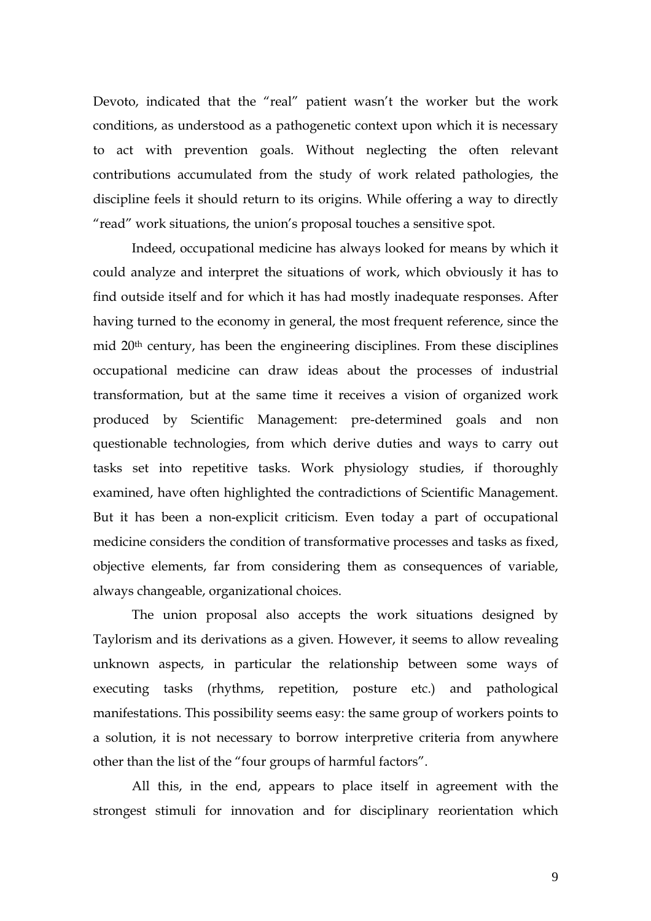Devoto, indicated that the "real" patient wasn't the worker but the work conditions, as understood as a pathogenetic context upon which it is necessary to act with prevention goals. Without neglecting the often relevant contributions accumulated from the study of work related pathologies, the discipline feels it should return to its origins. While offering a way to directly "read" work situations, the union's proposal touches a sensitive spot.

Indeed, occupational medicine has always looked for means by which it could analyze and interpret the situations of work, which obviously it has to find outside itself and for which it has had mostly inadequate responses. After having turned to the economy in general, the most frequent reference, since the mid 20th century, has been the engineering disciplines. From these disciplines occupational medicine can draw ideas about the processes of industrial transformation, but at the same time it receives a vision of organized work produced by Scientific Management: pre-determined goals and non questionable technologies, from which derive duties and ways to carry out tasks set into repetitive tasks. Work physiology studies, if thoroughly examined, have often highlighted the contradictions of Scientific Management. But it has been a non-explicit criticism. Even today a part of occupational medicine considers the condition of transformative processes and tasks as fixed, objective elements, far from considering them as consequences of variable, always changeable, organizational choices.

The union proposal also accepts the work situations designed by Taylorism and its derivations as a given. However, it seems to allow revealing unknown aspects, in particular the relationship between some ways of executing tasks (rhythms, repetition, posture etc.) and pathological manifestations. This possibility seems easy: the same group of workers points to a solution, it is not necessary to borrow interpretive criteria from anywhere other than the list of the "four groups of harmful factors".

All this, in the end, appears to place itself in agreement with the strongest stimuli for innovation and for disciplinary reorientation which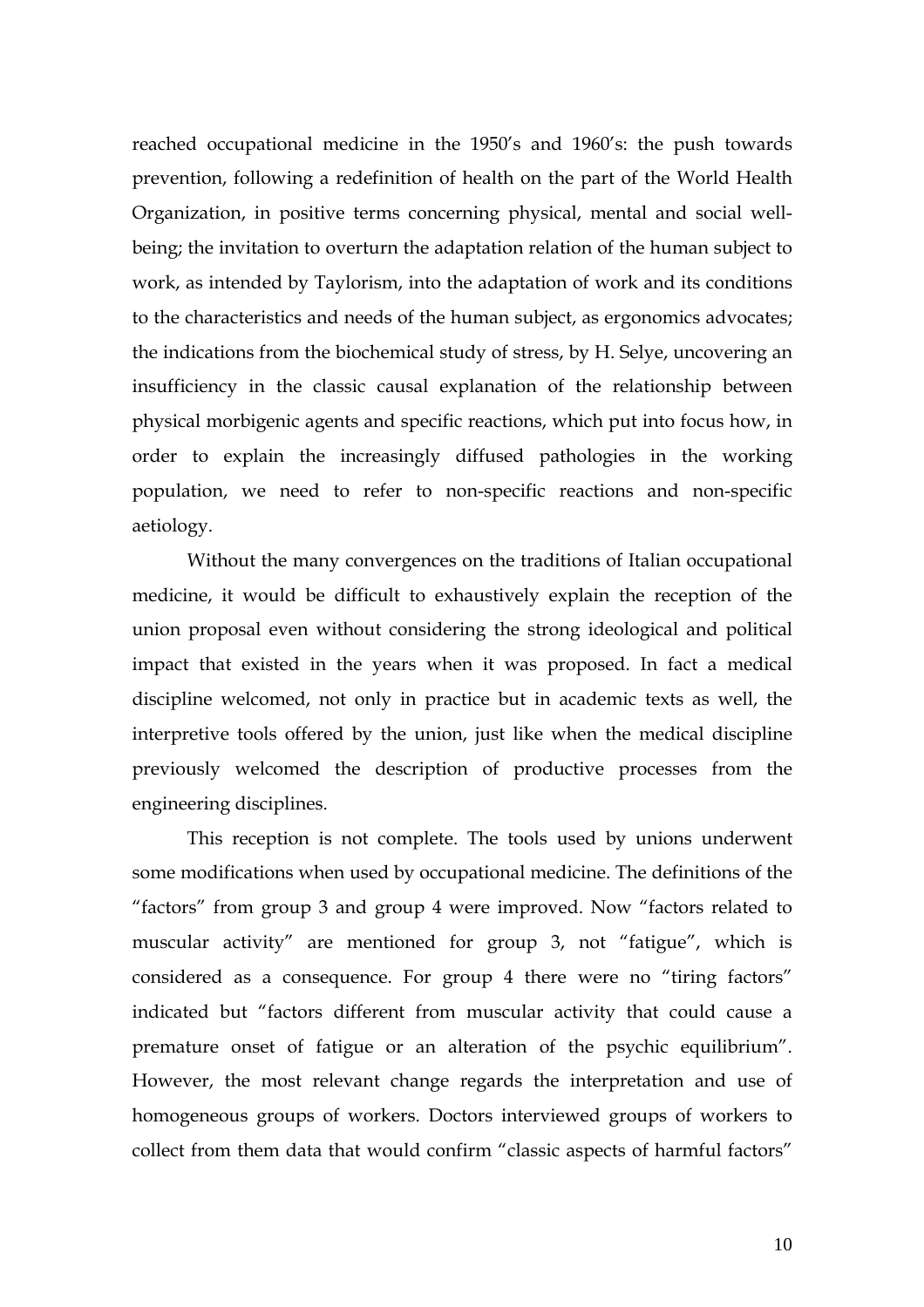reached occupational medicine in the 1950's and 1960's: the push towards prevention, following a redefinition of health on the part of the World Health Organization, in positive terms concerning physical, mental and social well-being; the invitation to overturn the adaptation relation of the human subject to work, as intended by Taylorism, into the adaptation of work and its conditions to the characteristics and needs of the human subject, as ergonomics advocates; the indications from the biochemical study of stress, by H. Selye, uncovering an insufficiency in the classic causal explanation of the relationship between physical morbigenic agents and specific reactions, which put into focus how, in order to explain the increasingly diffused pathologies in the working population, we need to refer to non-specific reactions and non-specific aetiology.

Without the many convergences on the traditions of Italian occupational medicine, it would be difficult to exhaustively explain the reception of the union proposal even without considering the strong ideological and political impact that existed in the years when it was proposed. In fact a medical discipline welcomed, not only in practice but in academic texts as well, the interpretive tools offered by the union, just like when the medical discipline previously welcomed the description of productive processes from the engineering disciplines.

This reception is not complete. The tools used by unions underwent some modifications when used by occupational medicine. The definitions of the "factors" from group 3 and group 4 were improved. Now "factors related to muscular activity" are mentioned for group 3, not "fatigue", which is considered as a consequence. For group 4 there were no "tiring factors" indicated but "factors different from muscular activity that could cause a premature onset of fatigue or an alteration of the psychic equilibrium". However, the most relevant change regards the interpretation and use of homogeneous groups of workers. Doctors interviewed groups of workers to collect from them data that would confirm "classic aspects of harmful factors"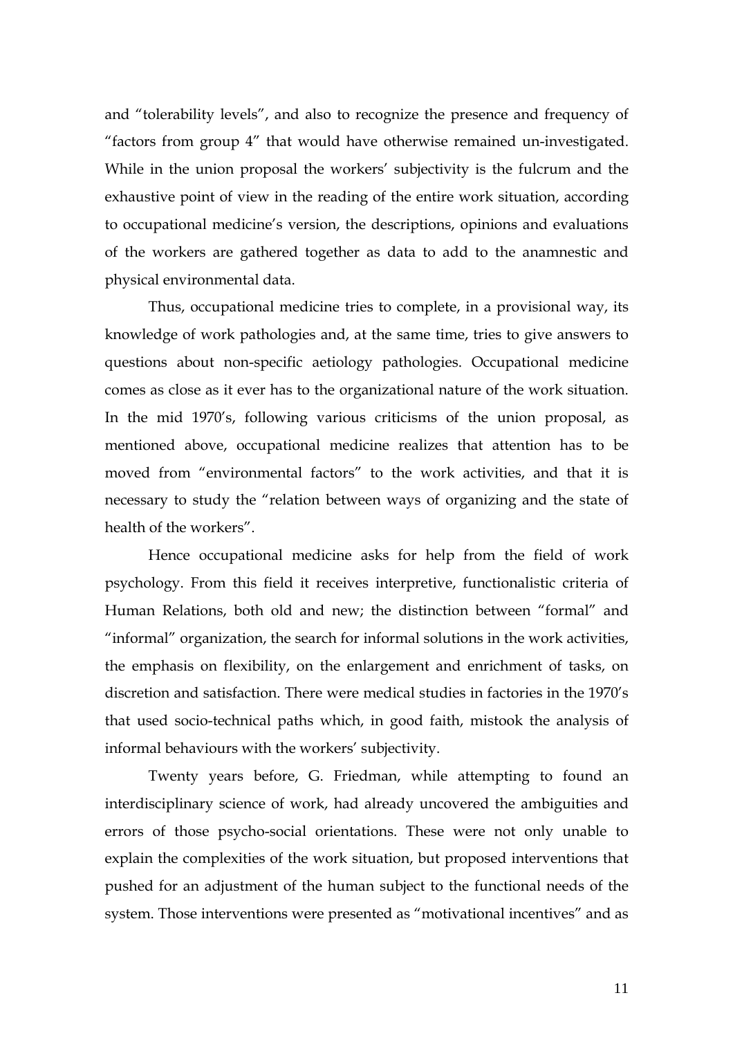and “tolerability levels”, and also to recognize the presence and frequency of “factors from group 4” that would have otherwise remained un-investigated. While in the union proposal the workers’ subjectivity is the fulcrum and the exhaustive point of view in the reading of the entire work situation, according to occupational medicine’s version, the descriptions, opinions and evaluations of the workers are gathered together as data to add to the anamnestic and physical environmental data.

Thus, occupational medicine tries to complete, in a provisional way, its knowledge of work pathologies and, at the same time, tries to give answers to questions about non-specific aetiology pathologies. Occupational medicine comes as close as it ever has to the organizational nature of the work situation. In the mid 1970’s, following various criticisms of the union proposal, as mentioned above, occupational medicine realizes that attention has to be moved from “environmental factors” to the work activities, and that it is necessary to study the “relation between ways of organizing and the state of health of the workers”.

Hence occupational medicine asks for help from the field of work psychology. From this field it receives interpretive, functionalistic criteria of Human Relations, both old and new; the distinction between “formal” and “informal” organization, the search for informal solutions in the work activities, the emphasis on flexibility, on the enlargement and enrichment of tasks, on discretion and satisfaction. There were medical studies in factories in the 1970’s that used socio-technical paths which, in good faith, mistook the analysis of informal behaviours with the workers’ subjectivity.

Twenty years before, G. Friedman, while attempting to found an interdisciplinary science of work, had already uncovered the ambiguities and errors of those psycho-social orientations. These were not only unable to explain the complexities of the work situation, but proposed interventions that pushed for an adjustment of the human subject to the functional needs of the system. Those interventions were presented as “motivational incentives” and as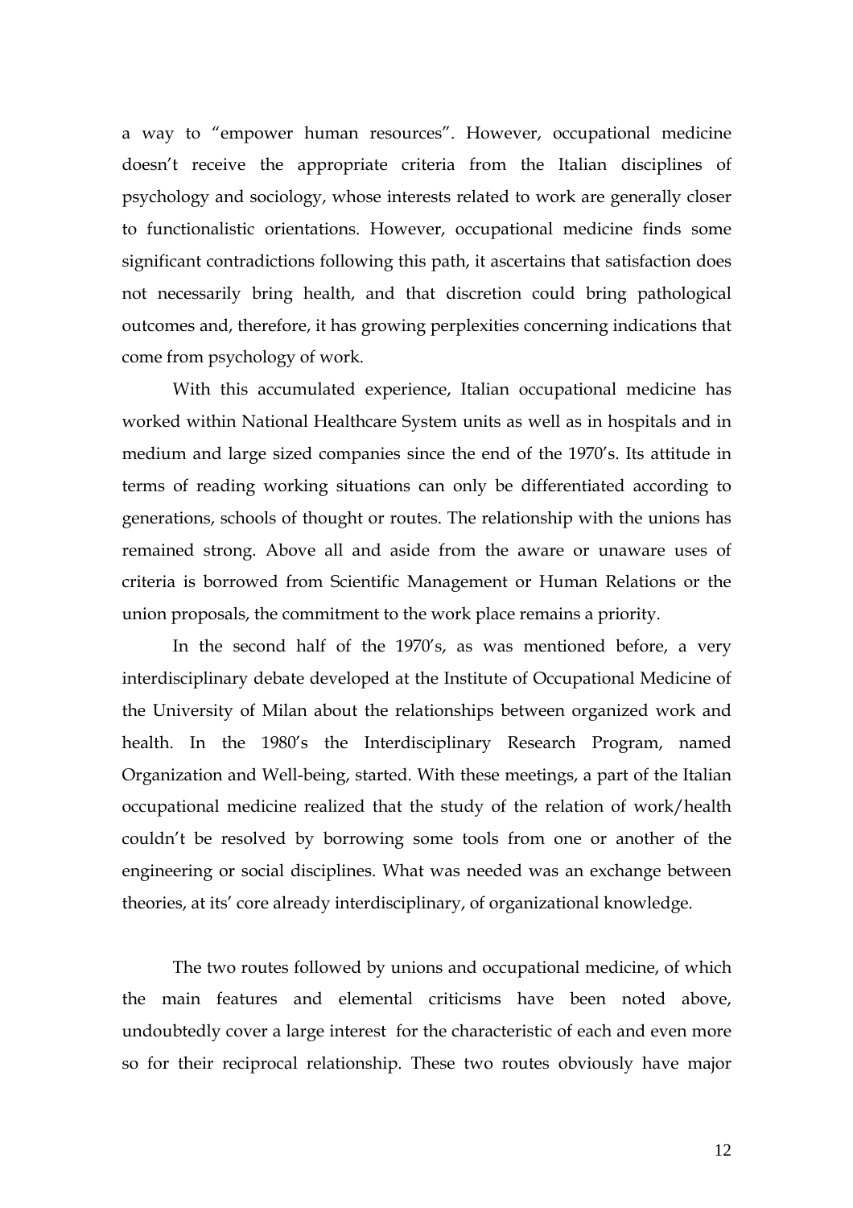a way to "empower human resources". However, occupational medicine doesn't receive the appropriate criteria from the Italian disciplines of psychology and sociology, whose interests related to work are generally closer to functionalistic orientations. However, occupational medicine finds some significant contradictions following this path, it ascertains that satisfaction does not necessarily bring health, and that discretion could bring pathological outcomes and, therefore, it has growing perplexities concerning indications that come from psychology of work.

With this accumulated experience, Italian occupational medicine has worked within National Healthcare System units as well as in hospitals and in medium and large sized companies since the end of the 1970's. Its attitude in terms of reading working situations can only be differentiated according to generations, schools of thought or routes. The relationship with the unions has remained strong. Above all and aside from the aware or unaware uses of criteria is borrowed from Scientific Management or Human Relations or the union proposals, the commitment to the work place remains a priority.

In the second half of the 1970's, as was mentioned before, a very interdisciplinary debate developed at the Institute of Occupational Medicine of the University of Milan about the relationships between organized work and health. In the 1980's the Interdisciplinary Research Program, named Organization and Well-being, started. With these meetings, a part of the Italian occupational medicine realized that the study of the relation of work/health couldn't be resolved by borrowing some tools from one or another of the engineering or social disciplines. What was needed was an exchange between theories, at its' core already interdisciplinary, of organizational knowledge.

The two routes followed by unions and occupational medicine, of which the main features and elemental criticisms have been noted above, undoubtedly cover a large interest for the characteristic of each and even more so for their reciprocal relationship. These two routes obviously have major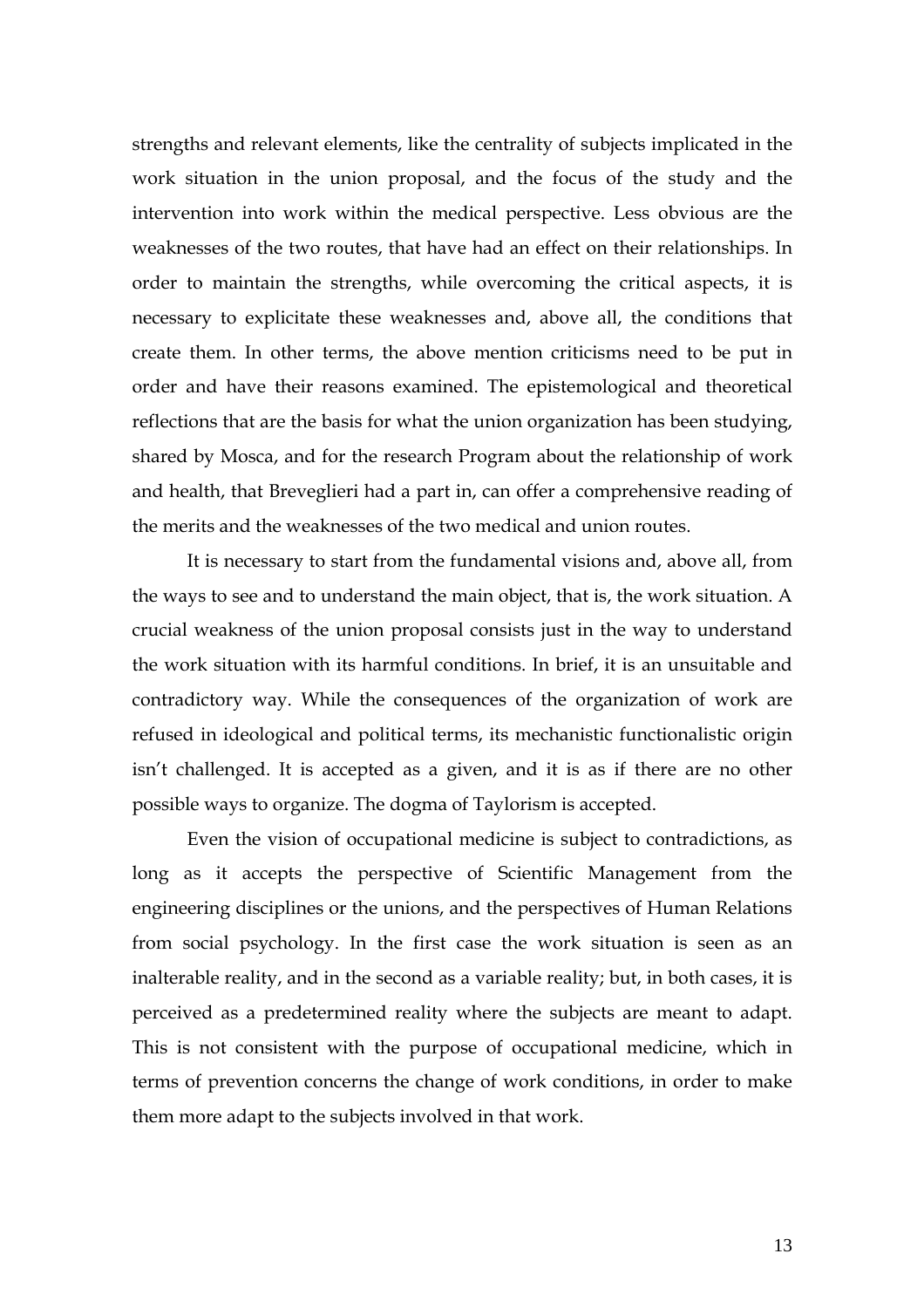strengths and relevant elements, like the centrality of subjects implicated in the work situation in the union proposal, and the focus of the study and the intervention into work within the medical perspective. Less obvious are the weaknesses of the two routes, that have had an effect on their relationships. In order to maintain the strengths, while overcoming the critical aspects, it is necessary to explicitate these weaknesses and, above all, the conditions that create them. In other terms, the above mention criticisms need to be put in order and have their reasons examined. The epistemological and theoretical reflections that are the basis for what the union organization has been studying, shared by Mosca, and for the research Program about the relationship of work and health, that Breveglieri had a part in, can offer a comprehensive reading of the merits and the weaknesses of the two medical and union routes.

It is necessary to start from the fundamental visions and, above all, from the ways to see and to understand the main object, that is, the work situation. A crucial weakness of the union proposal consists just in the way to understand the work situation with its harmful conditions. In brief, it is an unsuitable and contradictory way. While the consequences of the organization of work are refused in ideological and political terms, its mechanistic functionalistic origin isn't challenged. It is accepted as a given, and it is as if there are no other possible ways to organize. The dogma of Taylorism is accepted.

Even the vision of occupational medicine is subject to contradictions, as long as it accepts the perspective of Scientific Management from the engineering disciplines or the unions, and the perspectives of Human Relations from social psychology. In the first case the work situation is seen as an inalterable reality, and in the second as a variable reality; but, in both cases, it is perceived as a predetermined reality where the subjects are meant to adapt. This is not consistent with the purpose of occupational medicine, which in terms of prevention concerns the change of work conditions, in order to make them more adapt to the subjects involved in that work.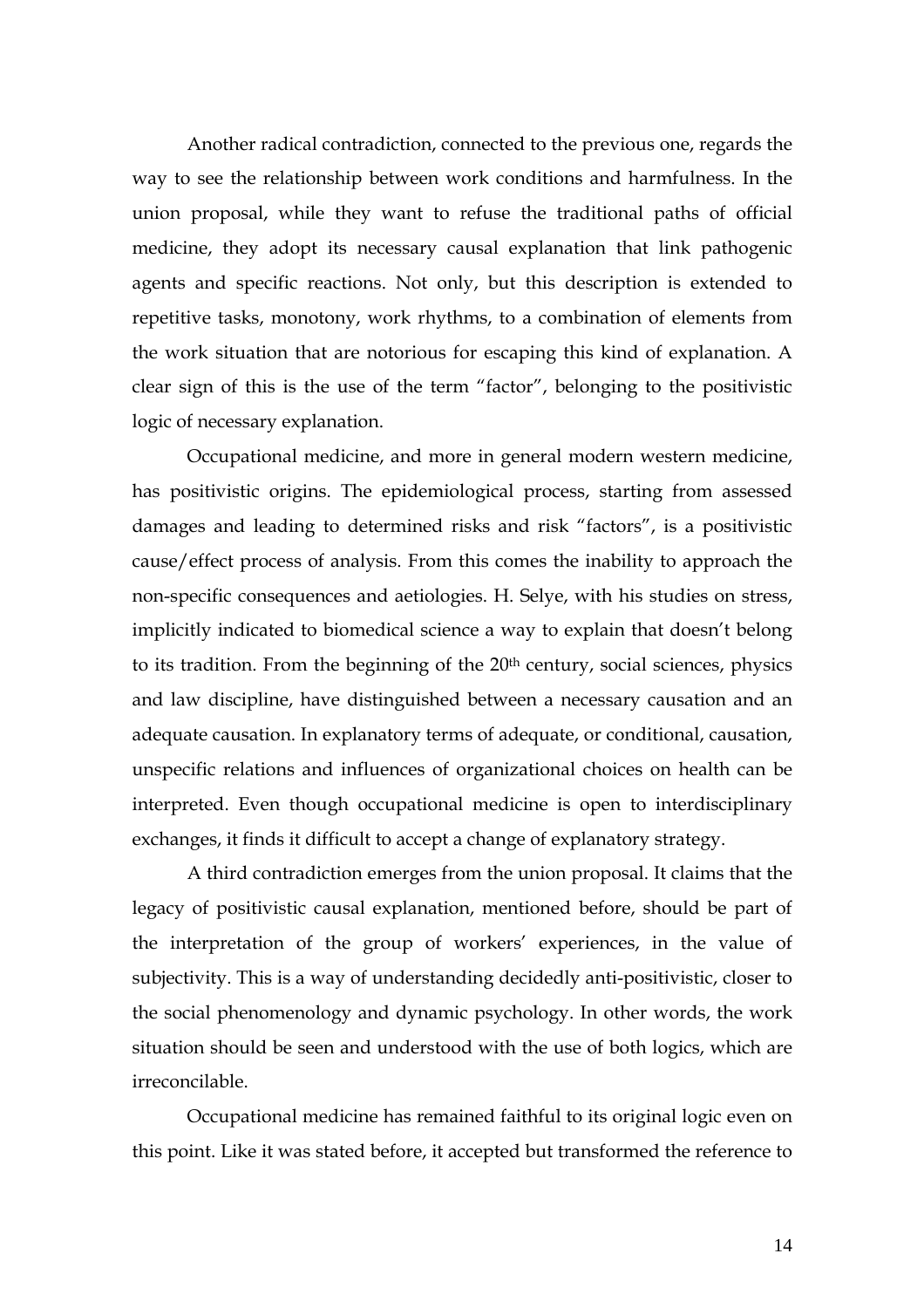Another radical contradiction, connected to the previous one, regards the way to see the relationship between work conditions and harmfulness. In the union proposal, while they want to refuse the traditional paths of official medicine, they adopt its necessary causal explanation that link pathogenic agents and specific reactions. Not only, but this description is extended to repetitive tasks, monotony, work rhythms, to a combination of elements from the work situation that are notorious for escaping this kind of explanation. A clear sign of this is the use of the term "factor", belonging to the positivistic logic of necessary explanation.

Occupational medicine, and more in general modern western medicine, has positivistic origins. The epidemiological process, starting from assessed damages and leading to determined risks and risk "factors", is a positivistic cause/effect process of analysis. From this comes the inability to approach the non-specific consequences and aetiologies. H. Selye, with his studies on stress, implicitly indicated to biomedical science a way to explain that doesn't belong to its tradition. From the beginning of the 20th century, social sciences, physics and law discipline, have distinguished between a necessary causation and an adequate causation. In explanatory terms of adequate, or conditional, causation, unspecific relations and influences of organizational choices on health can be interpreted. Even though occupational medicine is open to interdisciplinary exchanges, it finds it difficult to accept a change of explanatory strategy.

A third contradiction emerges from the union proposal. It claims that the legacy of positivistic causal explanation, mentioned before, should be part of the interpretation of the group of workers' experiences, in the value of subjectivity. This is a way of understanding decidedly anti-positivistic, closer to the social phenomenology and dynamic psychology. In other words, the work situation should be seen and understood with the use of both logics, which are irreconcilable.

Occupational medicine has remained faithful to its original logic even on this point. Like it was stated before, it accepted but transformed the reference to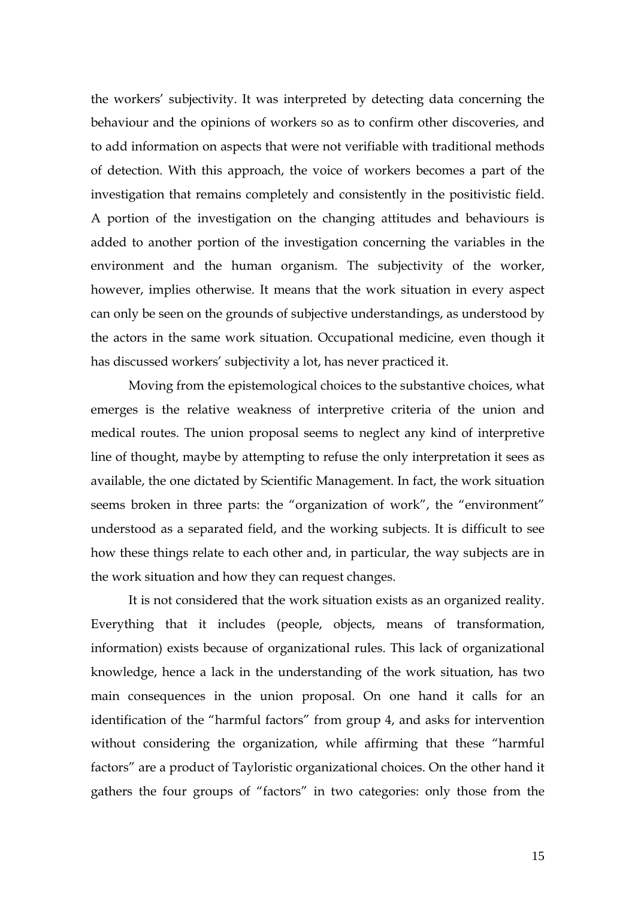the workers' subjectivity. It was interpreted by detecting data concerning the behaviour and the opinions of workers so as to confirm other discoveries, and to add information on aspects that were not verifiable with traditional methods of detection. With this approach, the voice of workers becomes a part of the investigation that remains completely and consistently in the positivistic field. A portion of the investigation on the changing attitudes and behaviours is added to another portion of the investigation concerning the variables in the environment and the human organism. The subjectivity of the worker, however, implies otherwise. It means that the work situation in every aspect can only be seen on the grounds of subjective understandings, as understood by the actors in the same work situation. Occupational medicine, even though it has discussed workers' subjectivity a lot, has never practiced it.

Moving from the epistemological choices to the substantive choices, what emerges is the relative weakness of interpretive criteria of the union and medical routes. The union proposal seems to neglect any kind of interpretive line of thought, maybe by attempting to refuse the only interpretation it sees as available, the one dictated by Scientific Management. In fact, the work situation seems broken in three parts: the "organization of work", the "environment" understood as a separated field, and the working subjects. It is difficult to see how these things relate to each other and, in particular, the way subjects are in the work situation and how they can request changes.

It is not considered that the work situation exists as an organized reality. Everything that it includes (people, objects, means of transformation, information) exists because of organizational rules. This lack of organizational knowledge, hence a lack in the understanding of the work situation, has two main consequences in the union proposal. On one hand it calls for an identification of the "harmful factors" from group 4, and asks for intervention without considering the organization, while affirming that these "harmful factors" are a product of Tayloristic organizational choices. On the other hand it gathers the four groups of "factors" in two categories: only those from the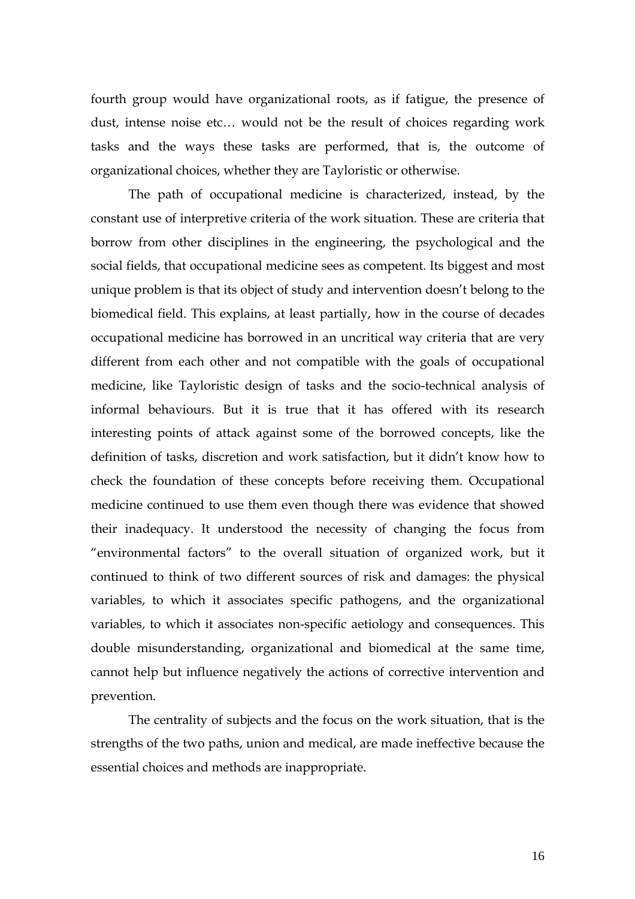fourth group would have organizational roots, as if fatigue, the presence of dust, intense noise etc… would not be the result of choices regarding work tasks and the ways these tasks are performed, that is, the outcome of organizational choices, whether they are Tayloristic or otherwise.

The path of occupational medicine is characterized, instead, by the constant use of interpretive criteria of the work situation. These are criteria that borrow from other disciplines in the engineering, the psychological and the social fields, that occupational medicine sees as competent. Its biggest and most unique problem is that its object of study and intervention doesn't belong to the biomedical field. This explains, at least partially, how in the course of decades occupational medicine has borrowed in an uncritical way criteria that are very different from each other and not compatible with the goals of occupational medicine, like Tayloristic design of tasks and the socio-technical analysis of informal behaviours. But it is true that it has offered with its research interesting points of attack against some of the borrowed concepts, like the definition of tasks, discretion and work satisfaction, but it didn't know how to check the foundation of these concepts before receiving them. Occupational medicine continued to use them even though there was evidence that showed their inadequacy. It understood the necessity of changing the focus from "environmental factors" to the overall situation of organized work, but it continued to think of two different sources of risk and damages: the physical variables, to which it associates specific pathogens, and the organizational variables, to which it associates non-specific aetiology and consequences. This double misunderstanding, organizational and biomedical at the same time, cannot help but influence negatively the actions of corrective intervention and prevention.

The centrality of subjects and the focus on the work situation, that is the strengths of the two paths, union and medical, are made ineffective because the essential choices and methods are inappropriate.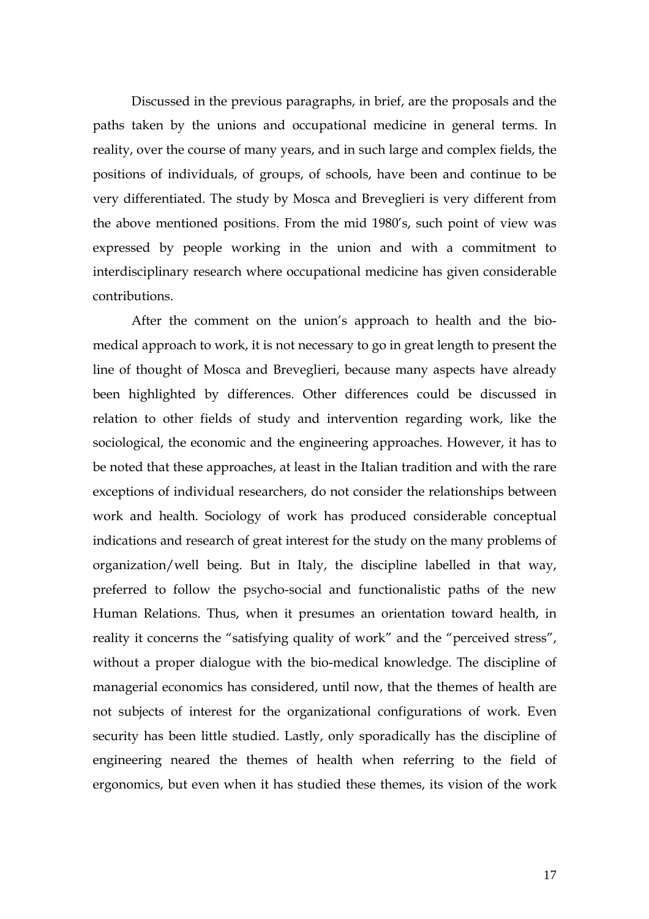Discussed in the previous paragraphs, in brief, are the proposals and the paths taken by the unions and occupational medicine in general terms. In reality, over the course of many years, and in such large and complex fields, the positions of individuals, of groups, of schools, have been and continue to be very differentiated. The study by Mosca and Breveglieri is very different from the above mentioned positions. From the mid 1980's, such point of view was expressed by people working in the union and with a commitment to interdisciplinary research where occupational medicine has given considerable contributions.

After the comment on the union's approach to health and the bio-medical approach to work, it is not necessary to go in great length to present the line of thought of Mosca and Breveglieri, because many aspects have already been highlighted by differences. Other differences could be discussed in relation to other fields of study and intervention regarding work, like the sociological, the economic and the engineering approaches. However, it has to be noted that these approaches, at least in the Italian tradition and with the rare exceptions of individual researchers, do not consider the relationships between work and health. Sociology of work has produced considerable conceptual indications and research of great interest for the study on the many problems of organization/well being. But in Italy, the discipline labelled in that way, preferred to follow the psycho-social and functionalistic paths of the new Human Relations. Thus, when it presumes an orientation toward health, in reality it concerns the "satisfying quality of work" and the "perceived stress", without a proper dialogue with the bio-medical knowledge. The discipline of managerial economics has considered, until now, that the themes of health are not subjects of interest for the organizational configurations of work. Even security has been little studied. Lastly, only sporadically has the discipline of engineering neared the themes of health when referring to the field of ergonomics, but even when it has studied these themes, its vision of the work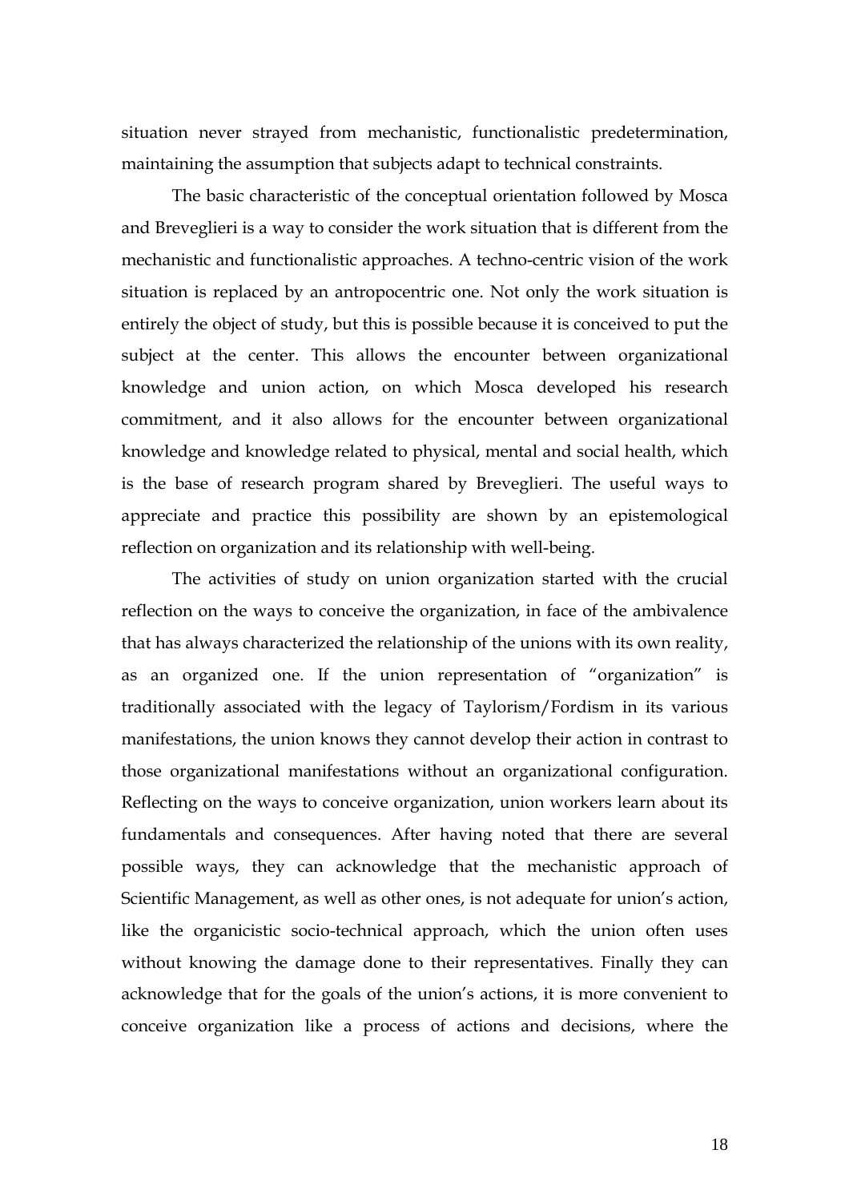situation never strayed from mechanistic, functionalistic predetermination, maintaining the assumption that subjects adapt to technical constraints.

The basic characteristic of the conceptual orientation followed by Mosca and Breveglieri is a way to consider the work situation that is different from the mechanistic and functionalistic approaches. A techno-centric vision of the work situation is replaced by an antropocentric one. Not only the work situation is entirely the object of study, but this is possible because it is conceived to put the subject at the center. This allows the encounter between organizational knowledge and union action, on which Mosca developed his research commitment, and it also allows for the encounter between organizational knowledge and knowledge related to physical, mental and social health, which is the base of research program shared by Breveglieri. The useful ways to appreciate and practice this possibility are shown by an epistemological reflection on organization and its relationship with well-being.

The activities of study on union organization started with the crucial reflection on the ways to conceive the organization, in face of the ambivalence that has always characterized the relationship of the unions with its own reality, as an organized one. If the union representation of "organization" is traditionally associated with the legacy of Taylorism/Fordism in its various manifestations, the union knows they cannot develop their action in contrast to those organizational manifestations without an organizational configuration. Reflecting on the ways to conceive organization, union workers learn about its fundamentals and consequences. After having noted that there are several possible ways, they can acknowledge that the mechanistic approach of Scientific Management, as well as other ones, is not adequate for union's action, like the organicistic socio-technical approach, which the union often uses without knowing the damage done to their representatives. Finally they can acknowledge that for the goals of the union's actions, it is more convenient to conceive organization like a process of actions and decisions, where the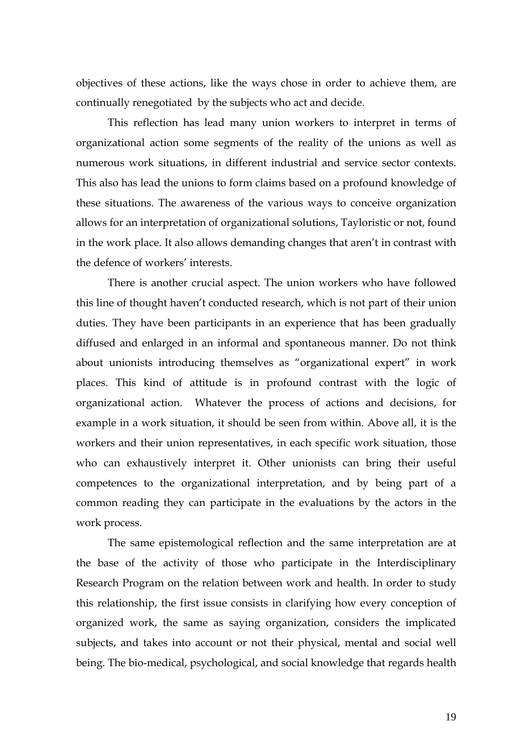objectives of these actions, like the ways chose in order to achieve them, are continually renegotiated by the subjects who act and decide.

This reflection has lead many union workers to interpret in terms of organizational action some segments of the reality of the unions as well as numerous work situations, in different industrial and service sector contexts. This also has lead the unions to form claims based on a profound knowledge of these situations. The awareness of the various ways to conceive organization allows for an interpretation of organizational solutions, Tayloristic or not, found in the work place. It also allows demanding changes that aren't in contrast with the defence of workers' interests.

There is another crucial aspect. The union workers who have followed this line of thought haven't conducted research, which is not part of their union duties. They have been participants in an experience that has been gradually diffused and enlarged in an informal and spontaneous manner. Do not think about unionists introducing themselves as "organizational expert" in work places. This kind of attitude is in profound contrast with the logic of organizational action. Whatever the process of actions and decisions, for example in a work situation, it should be seen from within. Above all, it is the workers and their union representatives, in each specific work situation, those who can exhaustively interpret it. Other unionists can bring their useful competences to the organizational interpretation, and by being part of a common reading they can participate in the evaluations by the actors in the work process.

The same epistemological reflection and the same interpretation are at the base of the activity of those who participate in the Interdisciplinary Research Program on the relation between work and health. In order to study this relationship, the first issue consists in clarifying how every conception of organized work, the same as saying organization, considers the implicated subjects, and takes into account or not their physical, mental and social well being. The bio-medical, psychological, and social knowledge that regards health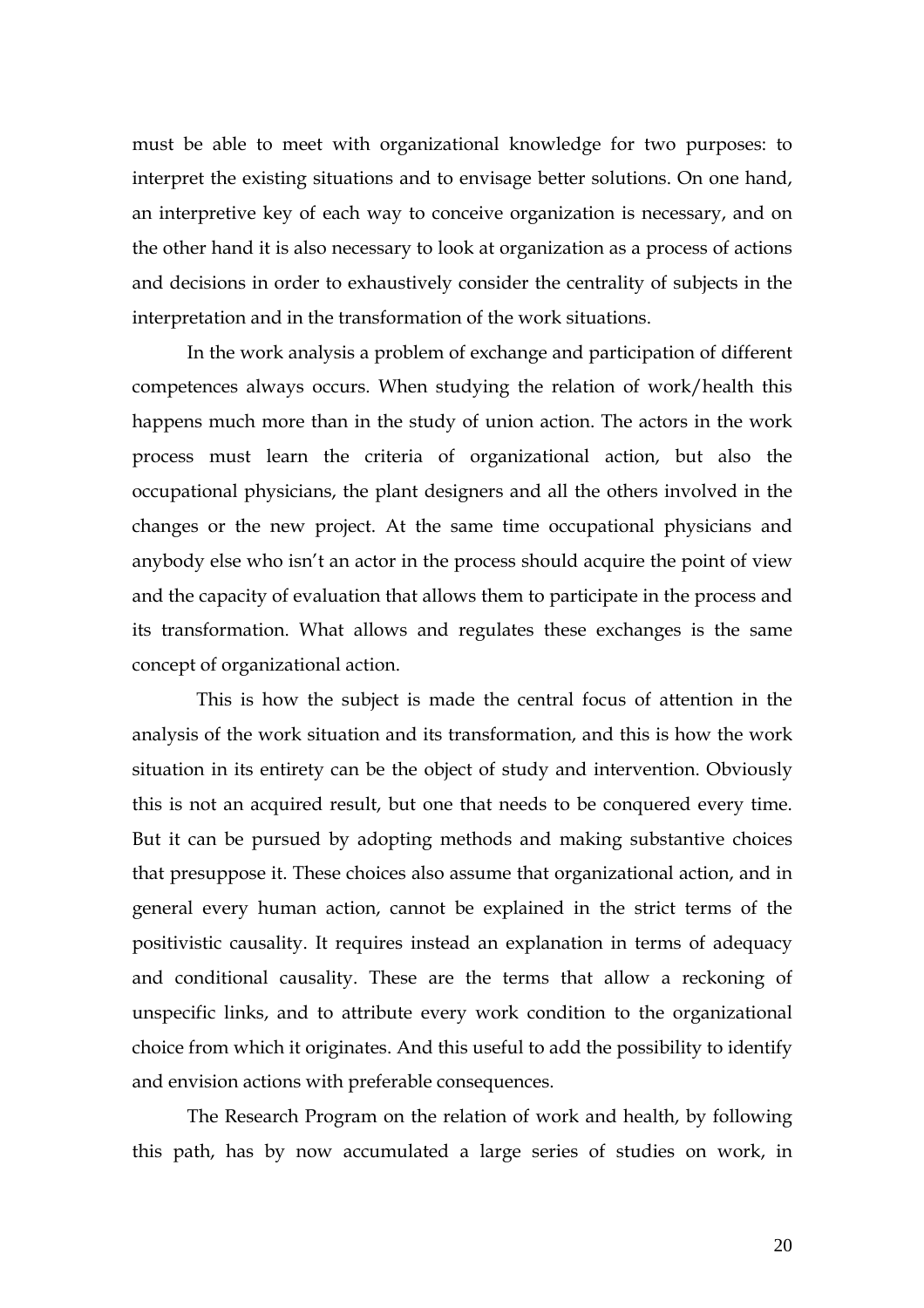must be able to meet with organizational knowledge for two purposes: to interpret the existing situations and to envisage better solutions. On one hand, an interpretive key of each way to conceive organization is necessary, and on the other hand it is also necessary to look at organization as a process of actions and decisions in order to exhaustively consider the centrality of subjects in the interpretation and in the transformation of the work situations.

In the work analysis a problem of exchange and participation of different competences always occurs. When studying the relation of work/health this happens much more than in the study of union action. The actors in the work process must learn the criteria of organizational action, but also the occupational physicians, the plant designers and all the others involved in the changes or the new project. At the same time occupational physicians and anybody else who isn't an actor in the process should acquire the point of view and the capacity of evaluation that allows them to participate in the process and its transformation. What allows and regulates these exchanges is the same concept of organizational action.

This is how the subject is made the central focus of attention in the analysis of the work situation and its transformation, and this is how the work situation in its entirety can be the object of study and intervention. Obviously this is not an acquired result, but one that needs to be conquered every time. But it can be pursued by adopting methods and making substantive choices that presuppose it. These choices also assume that organizational action, and in general every human action, cannot be explained in the strict terms of the positivistic causality. It requires instead an explanation in terms of adequacy and conditional causality. These are the terms that allow a reckoning of unspecific links, and to attribute every work condition to the organizational choice from which it originates. And this useful to add the possibility to identify and envision actions with preferable consequences.

The Research Program on the relation of work and health, by following this path, has by now accumulated a large series of studies on work, in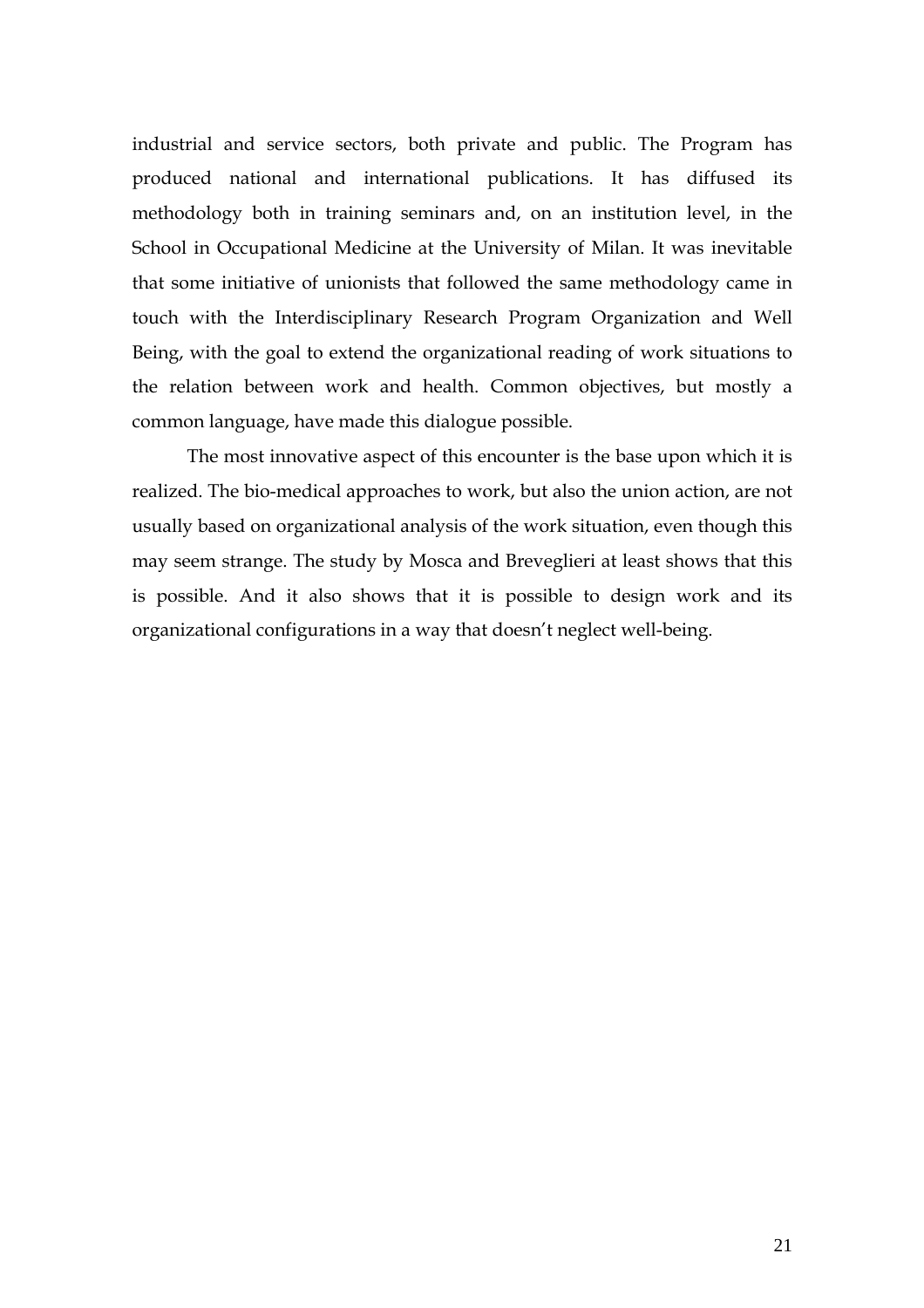industrial and service sectors, both private and public. The Program has produced national and international publications. It has diffused its methodology both in training seminars and, on an institution level, in the School in Occupational Medicine at the University of Milan. It was inevitable that some initiative of unionists that followed the same methodology came in touch with the Interdisciplinary Research Program Organization and Well Being, with the goal to extend the organizational reading of work situations to the relation between work and health. Common objectives, but mostly a common language, have made this dialogue possible.

The most innovative aspect of this encounter is the base upon which it is realized. The bio-medical approaches to work, but also the union action, are not usually based on organizational analysis of the work situation, even though this may seem strange. The study by Mosca and Breveglieri at least shows that this is possible. And it also shows that it is possible to design work and its organizational configurations in a way that doesn't neglect well-being.